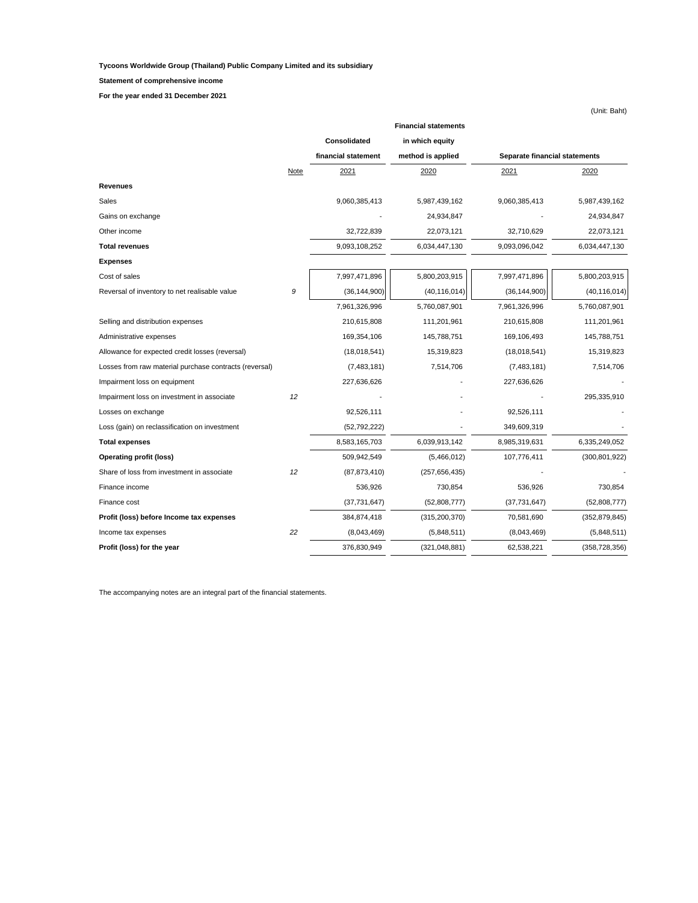**Tycoons Worldwide Group (Thailand) Public Company Limited and its subsidiary**

**Statement of comprehensive income**

**For the year ended 31 December 2021**

(Unit: Baht)

| | | **Consolidated financial statement** | **Financial statements in which equity method is applied** | **Separate financial statements** | |
|---|---|---|---|---|---|
| | Note | 2021 | 2020 | 2021 | 2020 |
| **Revenues** | | | | | |
| Sales | | 9,060,385,413 | 5,987,439,162 | 9,060,385,413 | 5,987,439,162 |
| Gains on exchange | | - | 24,934,847 | - | 24,934,847 |
| Other income | | 32,722,839 | 22,073,121 | 32,710,629 | 22,073,121 |
| **Total revenues** | | 9,093,108,252 | 6,034,447,130 | 9,093,096,042 | 6,034,447,130 |
| **Expenses** | | | | | |
| Cost of sales | | 7,997,471,896 | 5,800,203,915 | 7,997,471,896 | 5,800,203,915 |
| Reversal of inventory to net realisable value | *9* | (36,144,900) | (40,116,014) | (36,144,900) | (40,116,014) |
| | | 7,961,326,996 | 5,760,087,901 | 7,961,326,996 | 5,760,087,901 |
| Selling and distribution expenses | | 210,615,808 | 111,201,961 | 210,615,808 | 111,201,961 |
| Administrative expenses | | 169,354,106 | 145,788,751 | 169,106,493 | 145,788,751 |
| Allowance for expected credit losses (reversal) | | (18,018,541) | 15,319,823 | (18,018,541) | 15,319,823 |
| Losses from raw material purchase contracts (reversal) | | (7,483,181) | 7,514,706 | (7,483,181) | 7,514,706 |
| Impairment loss on equipment | | 227,636,626 | - | 227,636,626 | - |
| Impairment loss on investment in associate | *12* | - | - | - | 295,335,910 |
| Losses on exchange | | 92,526,111 | - | 92,526,111 | - |
| Loss (gain) on reclassification on investment | | (52,792,222) | - | 349,609,319 | - |
| **Total expenses** | | 8,583,165,703 | 6,039,913,142 | 8,985,319,631 | 6,335,249,052 |
| **Operating profit (loss)** | | 509,942,549 | (5,466,012) | 107,776,411 | (300,801,922) |
| Share of loss from investment in associate | *12* | (87,873,410) | (257,656,435) | - | - |
| Finance income | | 536,926 | 730,854 | 536,926 | 730,854 |
| Finance cost | | (37,731,647) | (52,808,777) | (37,731,647) | (52,808,777) |
| **Profit (loss) before Income tax expenses** | | 384,874,418 | (315,200,370) | 70,581,690 | (352,879,845) |
| Income tax expenses | *22* | (8,043,469) | (5,848,511) | (8,043,469) | (5,848,511) |
| **Profit (loss) for the year** | | 376,830,949 | (321,048,881) | 62,538,221 | (358,728,356) |

The accompanying notes are an integral part of the financial statements.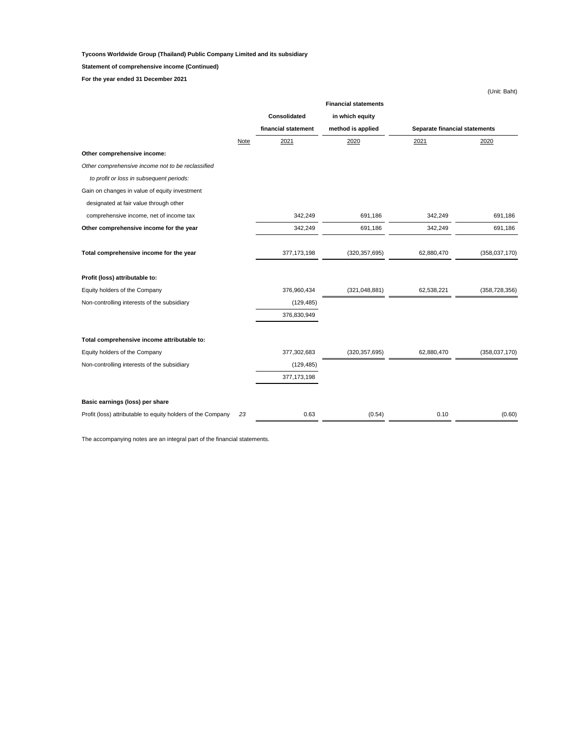**Tycoons Worldwide Group (Thailand) Public Company Limited and its subsidiary**

**Statement of comprehensive income (Continued)**

**For the year ended 31 December 2021**

(Unit: Baht)

| | | Consolidated financial statement | Financial statements in which equity method is applied | Separate financial statements | |
|---|---|---|---|---|---|
| | Note | 2021 | 2020 | 2021 | 2020 |
| **Other comprehensive income:** | | | | | |
| *Other comprehensive income not to be reclassified to profit or loss in subsequent periods:* | | | | | |
| Gain on changes in value of equity investment designated at fair value through other comprehensive income, net of income tax | | 342,249 | 691,186 | 342,249 | 691,186 |
| **Other comprehensive income for the year** | | 342,249 | 691,186 | 342,249 | 691,186 |
| **Total comprehensive income for the year** | | 377,173,198 | (320,357,695) | 62,880,470 | (358,037,170) |
| **Profit (loss) attributable to:** | | | | | |
| Equity holders of the Company | | 376,960,434 | (321,048,881) | 62,538,221 | (358,728,356) |
| Non-controlling interests of the subsidiary | | (129,485) | | | |
| | | 376,830,949 | | | |
| **Total comprehensive income attributable to:** | | | | | |
| Equity holders of the Company | | 377,302,683 | (320,357,695) | 62,880,470 | (358,037,170) |
| Non-controlling interests of the subsidiary | | (129,485) | | | |
| | | 377,173,198 | | | |
| **Basic earnings (loss) per share** | | | | | |
| Profit (loss) attributable to equity holders of the Company | 23 | 0.63 | (0.54) | 0.10 | (0.60) |

The accompanying notes are an integral part of the financial statements.